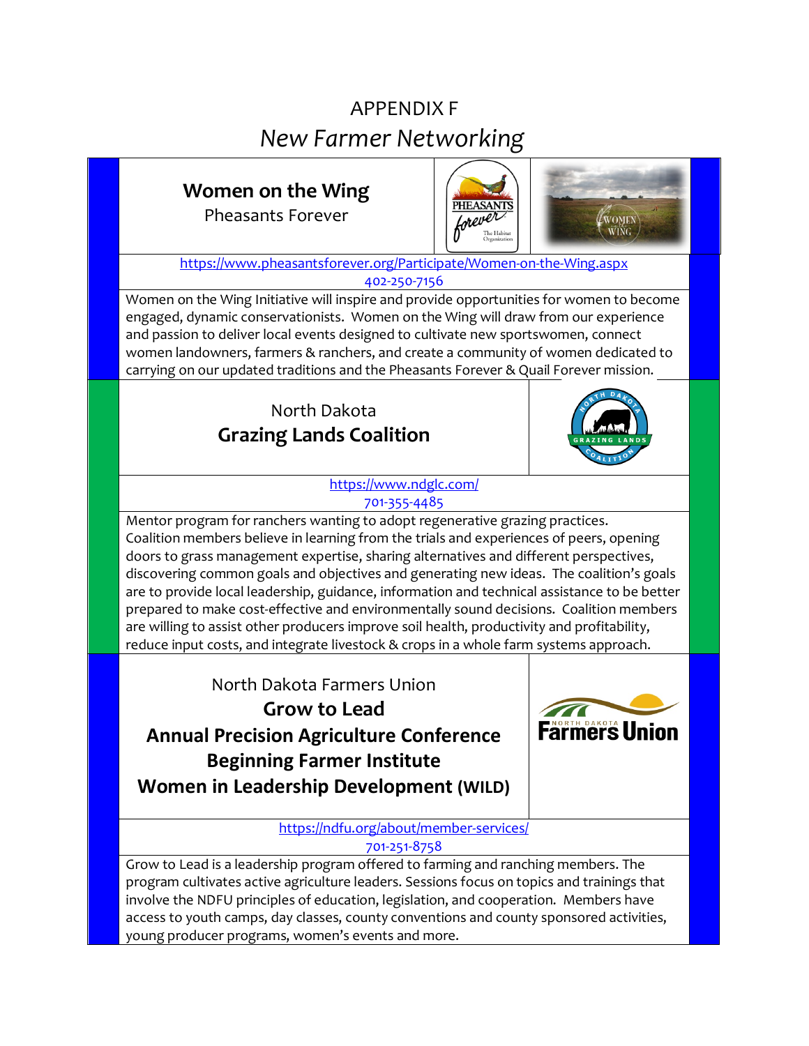# APPENDIX F

## *New Farmer Networking*

### Women on the Wing

Pheasants Forever

https://www.pheasantsforever.org/Participate/Women-on-the-Wing.aspx
402-250-7156

Women on the Wing Initiative will inspire and provide opportunities for women to become engaged, dynamic conservationists. Women on the Wing will draw from our experience and passion to deliver local events designed to cultivate new sportswomen, connect women landowners, farmers & ranchers, and create a community of women dedicated to carrying on our updated traditions and the Pheasants Forever & Quail Forever mission.

### North Dakota **Grazing Lands Coalition**

https://www.ndglc.com/
701-355-4485

Mentor program for ranchers wanting to adopt regenerative grazing practices. Coalition members believe in learning from the trials and experiences of peers, opening doors to grass management expertise, sharing alternatives and different perspectives, discovering common goals and objectives and generating new ideas. The coalition's goals are to provide local leadership, guidance, information and technical assistance to be better prepared to make cost-effective and environmentally sound decisions. Coalition members are willing to assist other producers improve soil health, productivity and profitability, reduce input costs, and integrate livestock & crops in a whole farm systems approach.

### North Dakota Farmers Union

**Grow to Lead**
**Annual Precision Agriculture Conference**
**Beginning Farmer Institute**
**Women in Leadership Development (WILD)**

https://ndfu.org/about/member-services/
701-251-8758

Grow to Lead is a leadership program offered to farming and ranching members. The program cultivates active agriculture leaders. Sessions focus on topics and trainings that involve the NDFU principles of education, legislation, and cooperation. Members have access to youth camps, day classes, county conventions and county sponsored activities, young producer programs, women's events and more.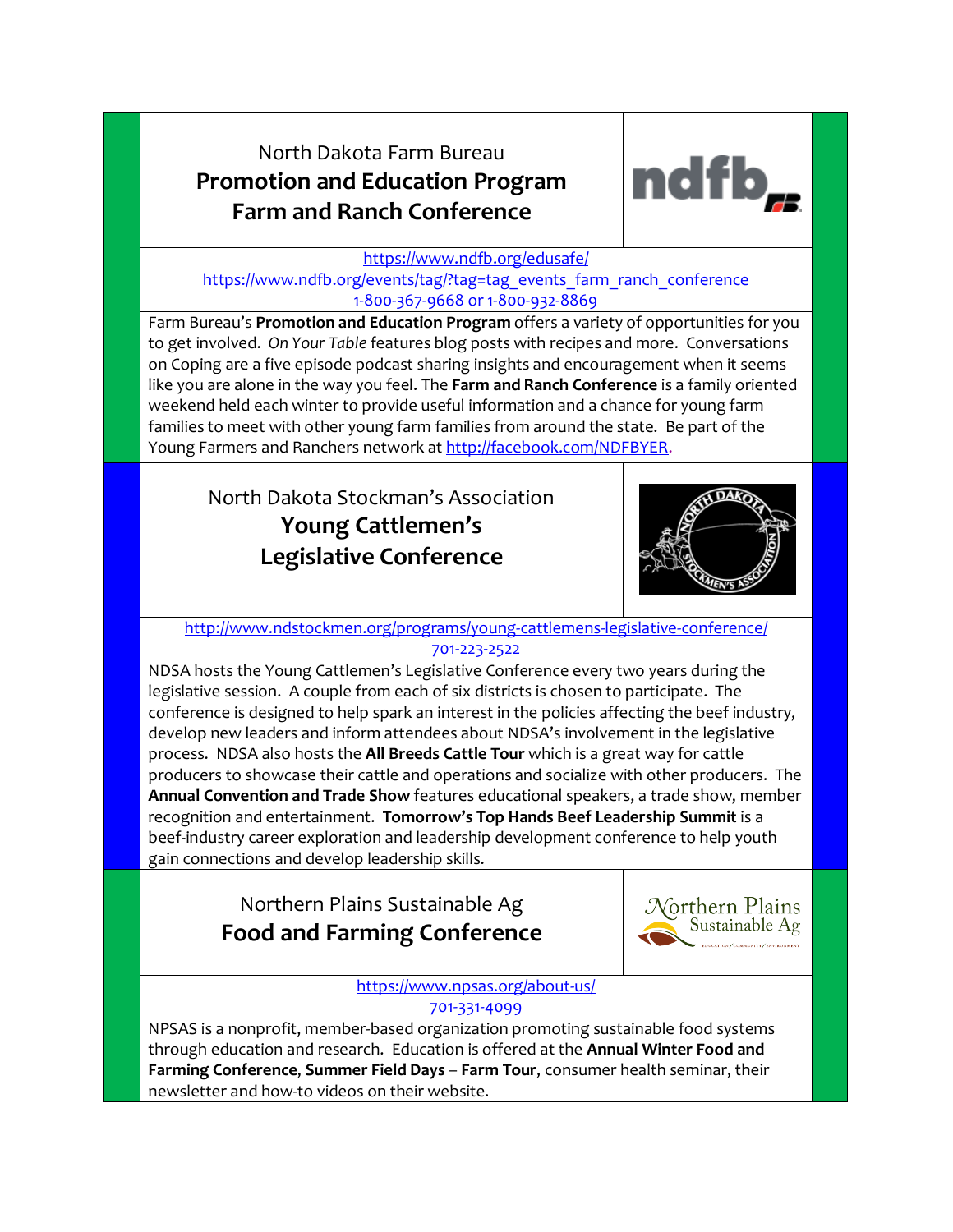## North Dakota Farm Bureau
## **Promotion and Education Program**
## **Farm and Ranch Conference**

https://www.ndfb.org/edusafe/
https://www.ndfb.org/events/tag/?tag=tag_events_farm_ranch_conference
1-800-367-9668 or 1-800-932-8869

Farm Bureau's **Promotion and Education Program** offers a variety of opportunities for you to get involved. *On Your Table* features blog posts with recipes and more. Conversations on Coping are a five episode podcast sharing insights and encouragement when it seems like you are alone in the way you feel. The **Farm and Ranch Conference** is a family oriented weekend held each winter to provide useful information and a chance for young farm families to meet with other young farm families from around the state. Be part of the Young Farmers and Ranchers network at http://facebook.com/NDFBYER.

## North Dakota Stockman's Association
## **Young Cattlemen's Legislative Conference**

http://www.ndstockmen.org/programs/young-cattlemens-legislative-conference/
701-223-2522

NDSA hosts the Young Cattlemen's Legislative Conference every two years during the legislative session. A couple from each of six districts is chosen to participate. The conference is designed to help spark an interest in the policies affecting the beef industry, develop new leaders and inform attendees about NDSA's involvement in the legislative process. NDSA also hosts the **All Breeds Cattle Tour** which is a great way for cattle producers to showcase their cattle and operations and socialize with other producers. The **Annual Convention and Trade Show** features educational speakers, a trade show, member recognition and entertainment. **Tomorrow's Top Hands Beef Leadership Summit** is a beef-industry career exploration and leadership development conference to help youth gain connections and develop leadership skills.

## Northern Plains Sustainable Ag
## **Food and Farming Conference**

https://www.npsas.org/about-us/
701-331-4099

NPSAS is a nonprofit, member-based organization promoting sustainable food systems through education and research. Education is offered at the **Annual Winter Food and Farming Conference**, **Summer Field Days – Farm Tour**, consumer health seminar, their newsletter and how-to videos on their website.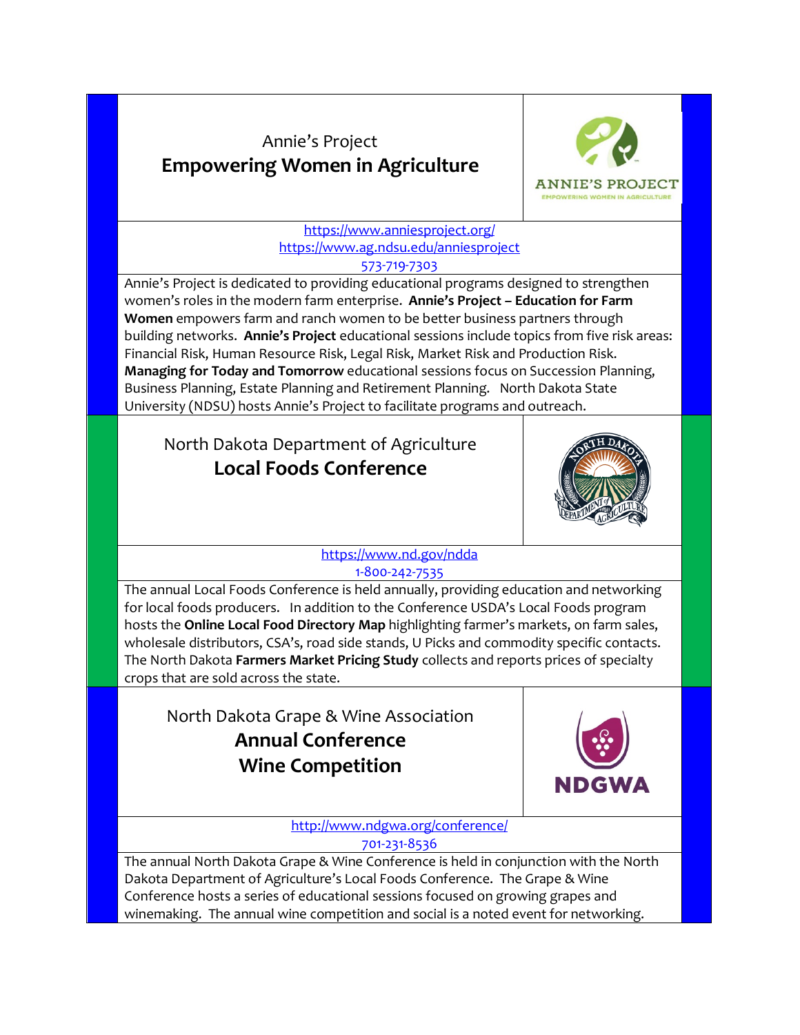## Annie's Project
### **Empowering Women in Agriculture**

https://www.anniesproject.org/
https://www.ag.ndsu.edu/anniesproject
573-719-7303

Annie's Project is dedicated to providing educational programs designed to strengthen women's roles in the modern farm enterprise. **Annie's Project – Education for Farm Women** empowers farm and ranch women to be better business partners through building networks. **Annie's Project** educational sessions include topics from five risk areas: Financial Risk, Human Resource Risk, Legal Risk, Market Risk and Production Risk. **Managing for Today and Tomorrow** educational sessions focus on Succession Planning, Business Planning, Estate Planning and Retirement Planning. North Dakota State University (NDSU) hosts Annie's Project to facilitate programs and outreach.

## North Dakota Department of Agriculture
### **Local Foods Conference**

https://www.nd.gov/ndda
1-800-242-7535

The annual Local Foods Conference is held annually, providing education and networking for local foods producers. In addition to the Conference USDA's Local Foods program hosts the **Online Local Food Directory Map** highlighting farmer's markets, on farm sales, wholesale distributors, CSA's, road side stands, U Picks and commodity specific contacts. The North Dakota **Farmers Market Pricing Study** collects and reports prices of specialty crops that are sold across the state.

## North Dakota Grape & Wine Association
### **Annual Conference**
### **Wine Competition**

http://www.ndgwa.org/conference/
701-231-8536

The annual North Dakota Grape & Wine Conference is held in conjunction with the North Dakota Department of Agriculture's Local Foods Conference. The Grape & Wine Conference hosts a series of educational sessions focused on growing grapes and winemaking. The annual wine competition and social is a noted event for networking.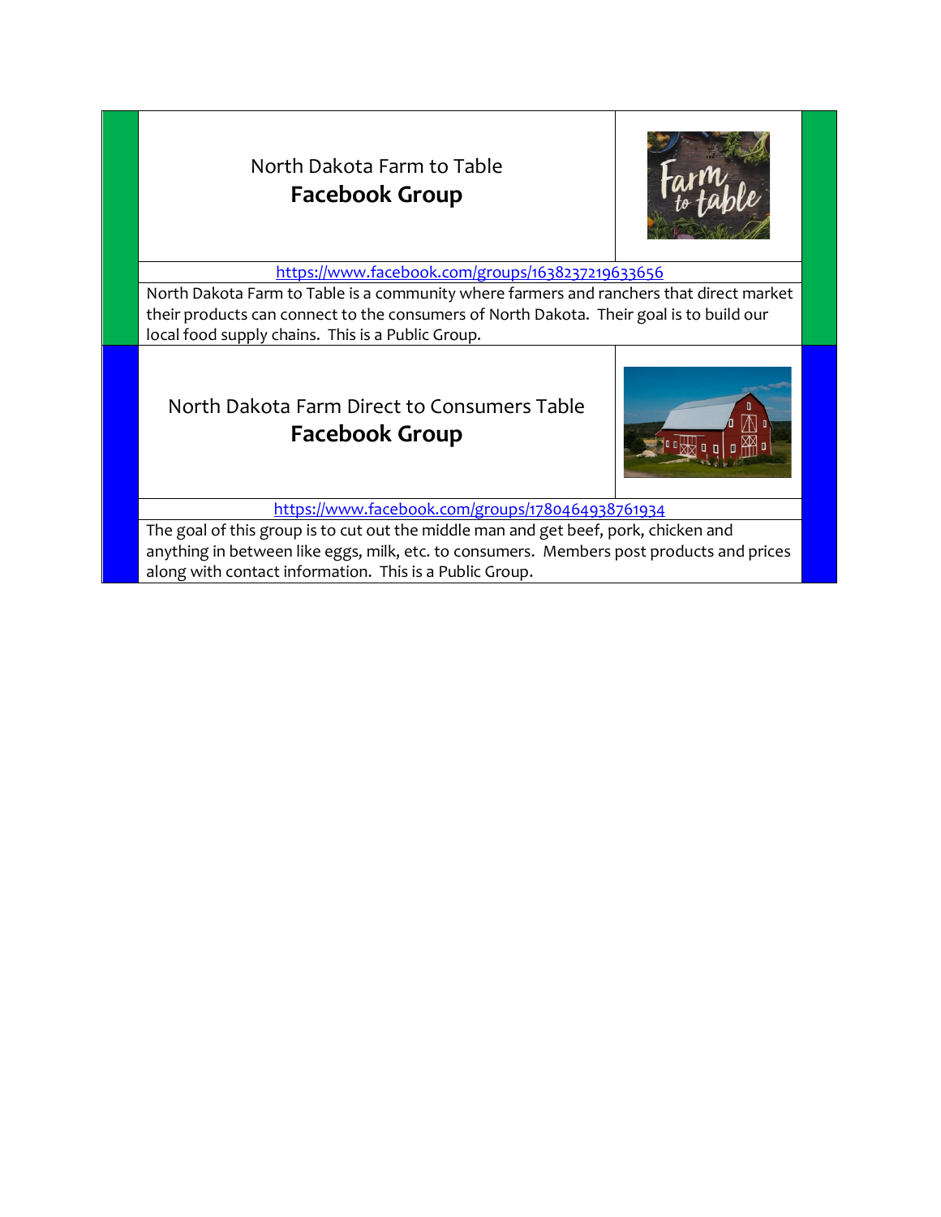North Dakota Farm to Table
**Facebook Group**

https://www.facebook.com/groups/1638237219633656

North Dakota Farm to Table is a community where farmers and ranchers that direct market their products can connect to the consumers of North Dakota. Their goal is to build our local food supply chains. This is a Public Group.

North Dakota Farm Direct to Consumers Table
**Facebook Group**

https://www.facebook.com/groups/1780464938761934

The goal of this group is to cut out the middle man and get beef, pork, chicken and anything in between like eggs, milk, etc. to consumers. Members post products and prices along with contact information. This is a Public Group.